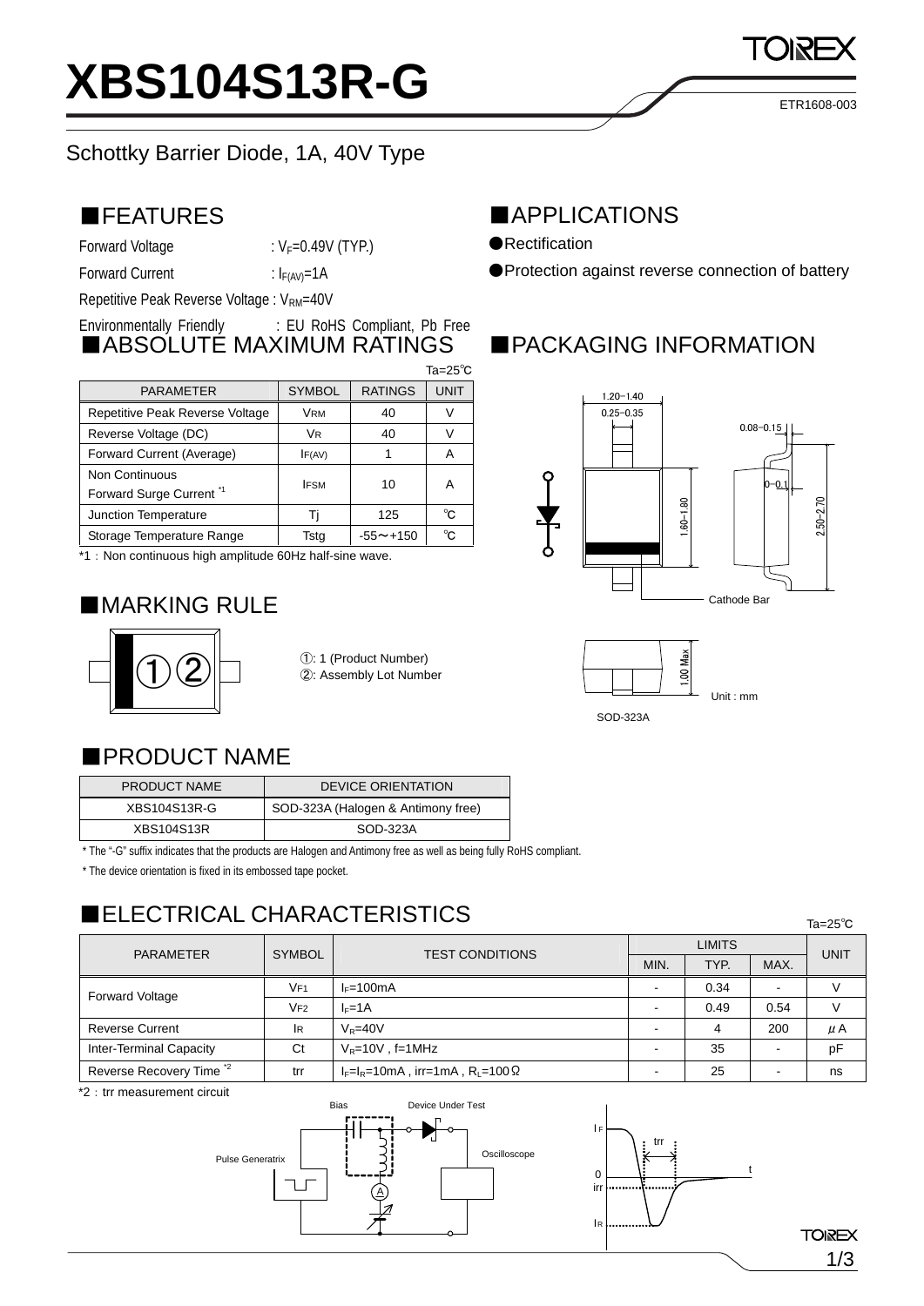# XBS104S13R-G

ETR1608-003

Schottky Barrier Diode, 1A, 40V Type

## ■FEATURES

Forward Voltage : $V_F$=0.49V (TYP.)

Forward Current : $I_{F(AV)}$=1A

Repetitive Peak Reverse Voltage : $V_{RM}$=40V

Environmentally Friendly : EU RoHS Compliant, Pb Free

## ■APPLICATIONS

●Rectification

●Protection against reverse connection of battery

## ■ABSOLUTE MAXIMUM RATINGS

Ta=25℃

| PARAMETER | SYMBOL | RATINGS | UNIT |
|---|---|---|---|
| Repetitive Peak Reverse Voltage | VRM | 40 | V |
| Reverse Voltage (DC) | VR | 40 | V |
| Forward Current (Average) | IF(AV) | 1 | A |
| Non Continuous Forward Surge Current [*1] | IFSM | 10 | A |
| Junction Temperature | Tj | 125 | ℃ |
| Storage Temperature Range | Tstg | -55～+150 | ℃ |

*1 : Non continuous high amplitude 60Hz half-sine wave.

## ■PACKAGING INFORMATION

1.20−1.40
0.25−0.35
0.08−0.15
0−0.1
1.60−1.80
2.50−2.70
Cathode Bar
1.00 Max

Unit : mm

SOD-323A

## ■MARKING RULE

①: 1 (Product Number)
②: Assembly Lot Number

## ■PRODUCT NAME

| PRODUCT NAME | DEVICE ORIENTATION |
|---|---|
| XBS104S13R-G | SOD-323A (Halogen & Antimony free) |
| XBS104S13R | SOD-323A |

* The "-G" suffix indicates that the products are Halogen and Antimony free as well as being fully RoHS compliant.

* The device orientation is fixed in its embossed tape pocket.

## ■ELECTRICAL CHARACTERISTICS

Ta=25℃

| PARAMETER | SYMBOL | TEST CONDITIONS | LIMITS | | | UNIT |
|---|---|---|---|---|---|---|
| | | | MIN. | TYP. | MAX. | |
| Forward Voltage | VF1 | $I_F$=100mA | - | 0.34 | - | V |
| | VF2 | $I_F$=1A | - | 0.49 | 0.54 | V |
| Reverse Current | IR | $V_R$=40V | - | 4 | 200 | μA |
| Inter-Terminal Capacity | Ct | $V_R$=10V , f=1MHz | - | 35 | - | pF |
| Reverse Recovery Time [*2] | trr | $I_F$=$I_R$=10mA , irr=1mA , $R_L$=100Ω | - | 25 | - | ns |

*2 : trr measurement circuit

Bias, Device Under Test, Pulse Generatrix, Oscilloscope, A

IF, trr, t, 0, irr, IR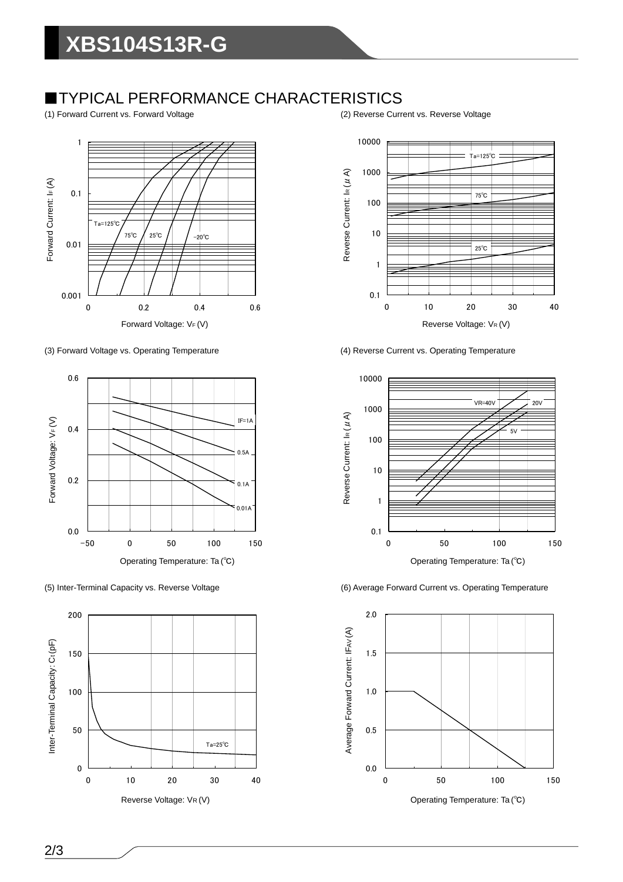## ■TYPICAL PERFORMANCE CHARACTERISTICS

(1) Forward Current vs. Forward Voltage

(2) Reverse Current vs. Reverse Voltage

(3) Forward Voltage vs. Operating Temperature

(4) Reverse Current vs. Operating Temperature

(5) Inter-Terminal Capacity vs. Reverse Voltage

(6) Average Forward Current vs. Operating Temperature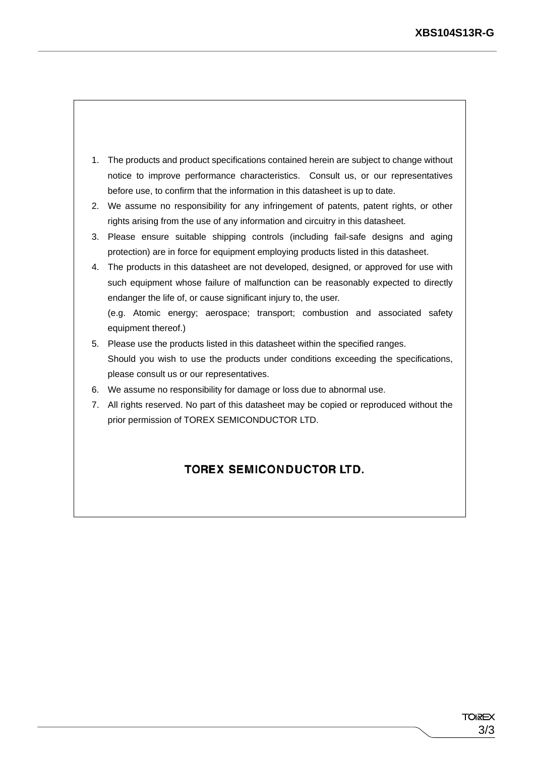1. The products and product specifications contained herein are subject to change without notice to improve performance characteristics. Consult us, or our representatives before use, to confirm that the information in this datasheet is up to date.
2. We assume no responsibility for any infringement of patents, patent rights, or other rights arising from the use of any information and circuitry in this datasheet.
3. Please ensure suitable shipping controls (including fail-safe designs and aging protection) are in force for equipment employing products listed in this datasheet.
4. The products in this datasheet are not developed, designed, or approved for use with such equipment whose failure of malfunction can be reasonably expected to directly endanger the life of, or cause significant injury to, the user.
   (e.g. Atomic energy; aerospace; transport; combustion and associated safety equipment thereof.)
5. Please use the products listed in this datasheet within the specified ranges.
   Should you wish to use the products under conditions exceeding the specifications, please consult us or our representatives.
6. We assume no responsibility for damage or loss due to abnormal use.
7. All rights reserved. No part of this datasheet may be copied or reproduced without the prior permission of TOREX SEMICONDUCTOR LTD.

**TOREX SEMICONDUCTOR LTD.**